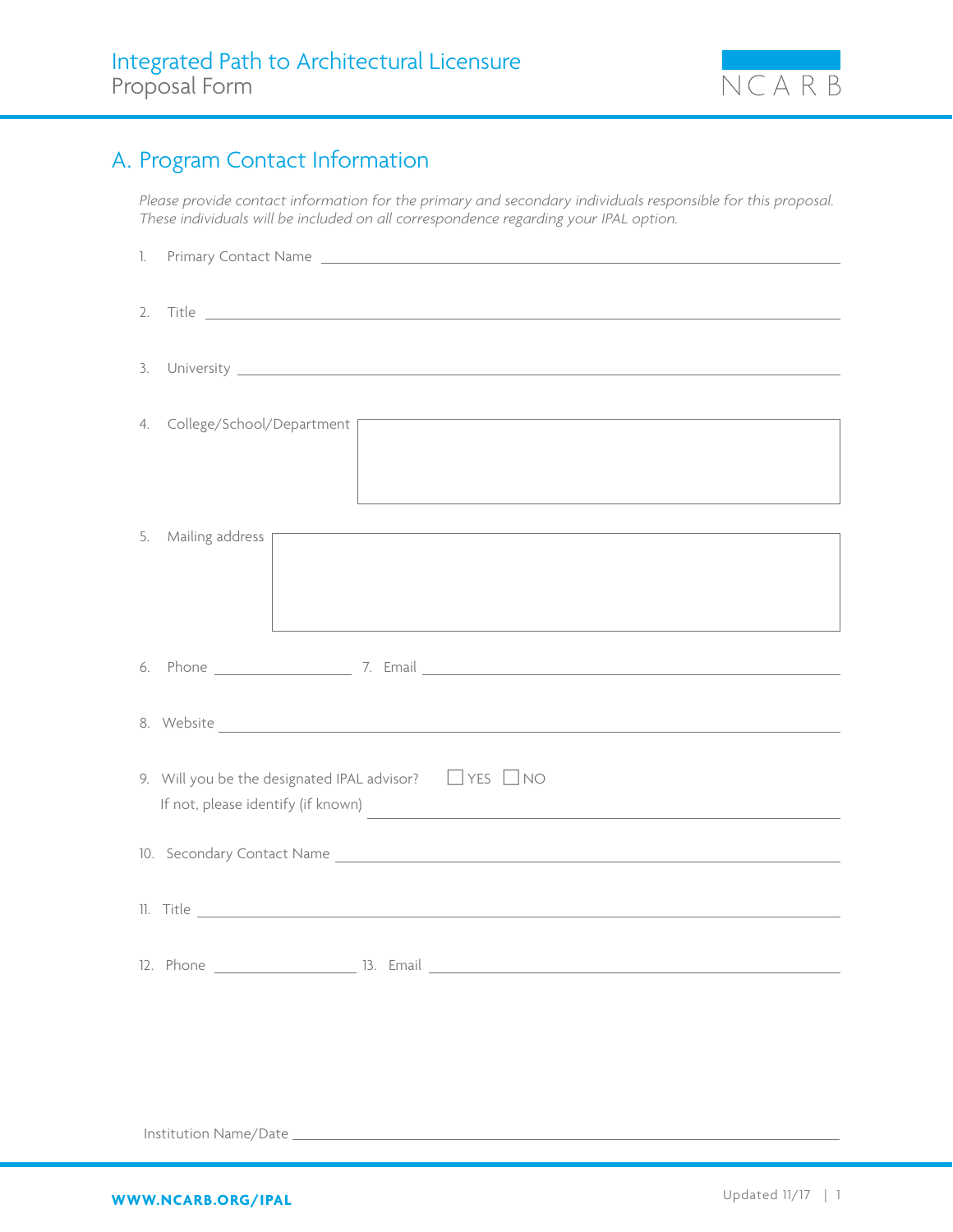# Integrated Path to Architectural Licensure
Proposal Form

NCARB

## A. Program Contact Information

*Please provide contact information for the primary and secondary individuals responsible for this proposal. These individuals will be included on all correspondence regarding your IPAL option.*

1. Primary Contact Name ______________________________

2. Title ______________________________

3. University ______________________________

4. College/School/Department

5. Mailing address

6. Phone ______________ 7. Email ______________________________

8. Website ______________________________

9. Will you be the designated IPAL advisor? ☐ YES ☐ NO
   If not, please identify (if known) ______________________________

10. Secondary Contact Name ______________________________

11. Title ______________________________

12. Phone ______________ 13. Email ______________________________

Institution Name/Date ______________________________

**WWW.NCARB.ORG/IPAL**

Updated 11/17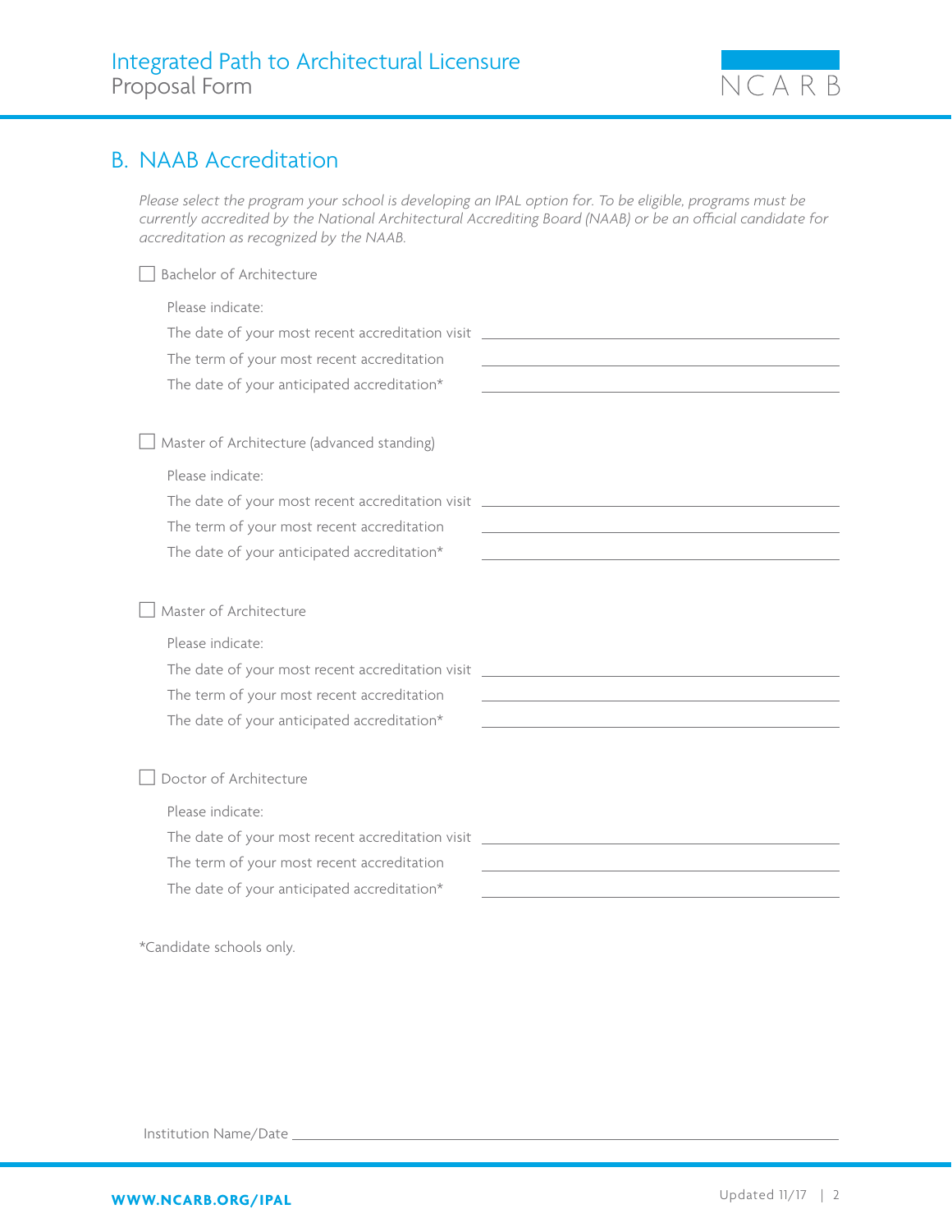## B. NAAB Accreditation

*Please select the program your school is developing an IPAL option for. To be eligible, programs must be currently accredited by the National Architectural Accrediting Board (NAAB) or be an official candidate for accreditation as recognized by the NAAB.*

☐ Bachelor of Architecture

Please indicate:

The date of your most recent accreditation visit \_\_\_\_\_\_\_\_\_\_\_\_\_\_\_\_\_\_\_\_

The term of your most recent accreditation \_\_\_\_\_\_\_\_\_\_\_\_\_\_\_\_\_\_\_\_

The date of your anticipated accreditation* \_\_\_\_\_\_\_\_\_\_\_\_\_\_\_\_\_\_\_\_

☐ Master of Architecture (advanced standing)

Please indicate:

The date of your most recent accreditation visit \_\_\_\_\_\_\_\_\_\_\_\_\_\_\_\_\_\_\_\_

The term of your most recent accreditation \_\_\_\_\_\_\_\_\_\_\_\_\_\_\_\_\_\_\_\_

The date of your anticipated accreditation* \_\_\_\_\_\_\_\_\_\_\_\_\_\_\_\_\_\_\_\_

☐ Master of Architecture

Please indicate:

The date of your most recent accreditation visit \_\_\_\_\_\_\_\_\_\_\_\_\_\_\_\_\_\_\_\_

The term of your most recent accreditation \_\_\_\_\_\_\_\_\_\_\_\_\_\_\_\_\_\_\_\_

The date of your anticipated accreditation* \_\_\_\_\_\_\_\_\_\_\_\_\_\_\_\_\_\_\_\_

☐ Doctor of Architecture

Please indicate:

The date of your most recent accreditation visit \_\_\_\_\_\_\_\_\_\_\_\_\_\_\_\_\_\_\_\_

The term of your most recent accreditation \_\_\_\_\_\_\_\_\_\_\_\_\_\_\_\_\_\_\_\_

The date of your anticipated accreditation* \_\_\_\_\_\_\_\_\_\_\_\_\_\_\_\_\_\_\_\_

*Candidate schools only.

Institution Name/Date \_\_\_\_\_\_\_\_\_\_\_\_\_\_\_\_\_\_\_\_\_\_\_\_\_\_\_\_\_\_\_\_\_\_\_\_\_\_\_\_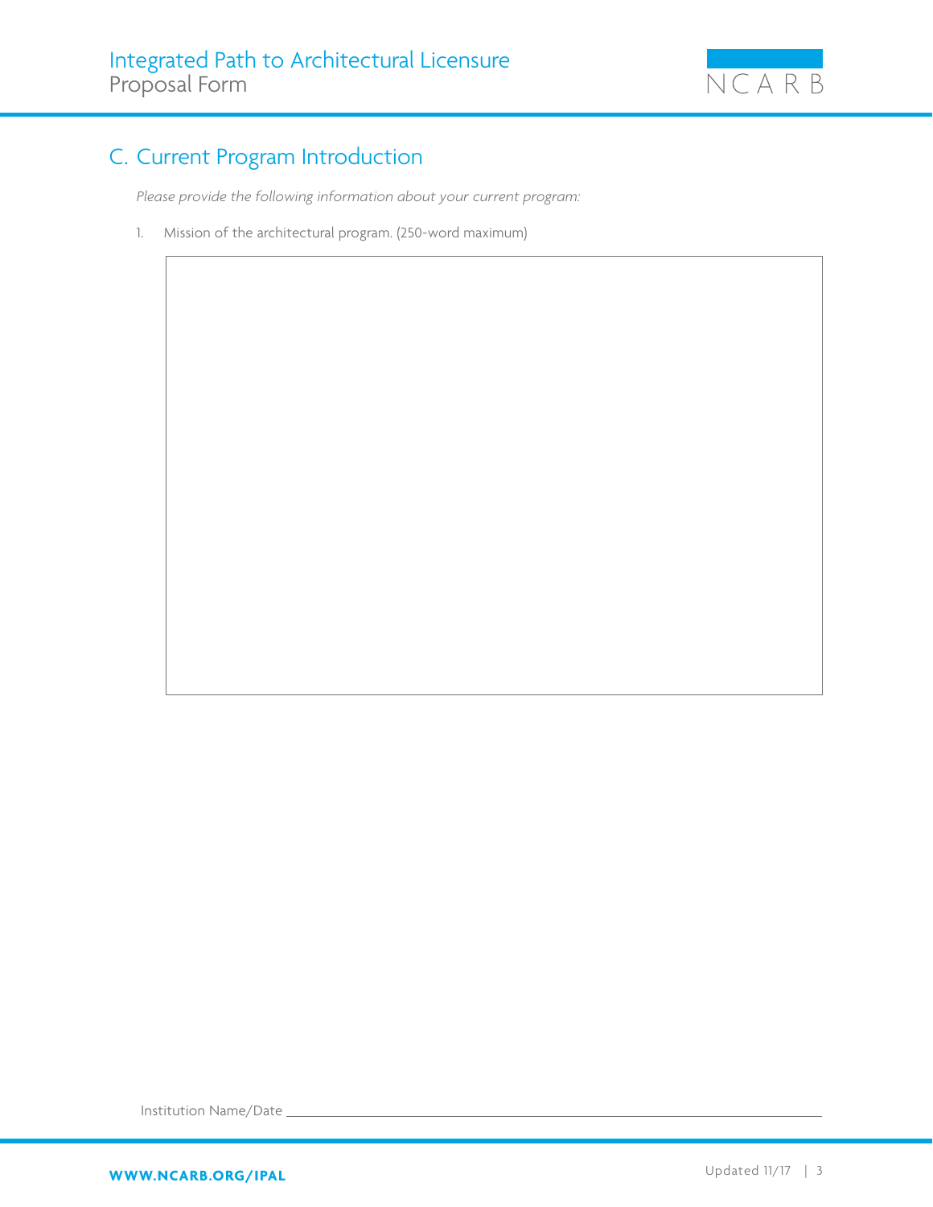## C. Current Program Introduction

*Please provide the following information about your current program:*

1. Mission of the architectural program. (250-word maximum)

Institution Name/Date ______________________________________________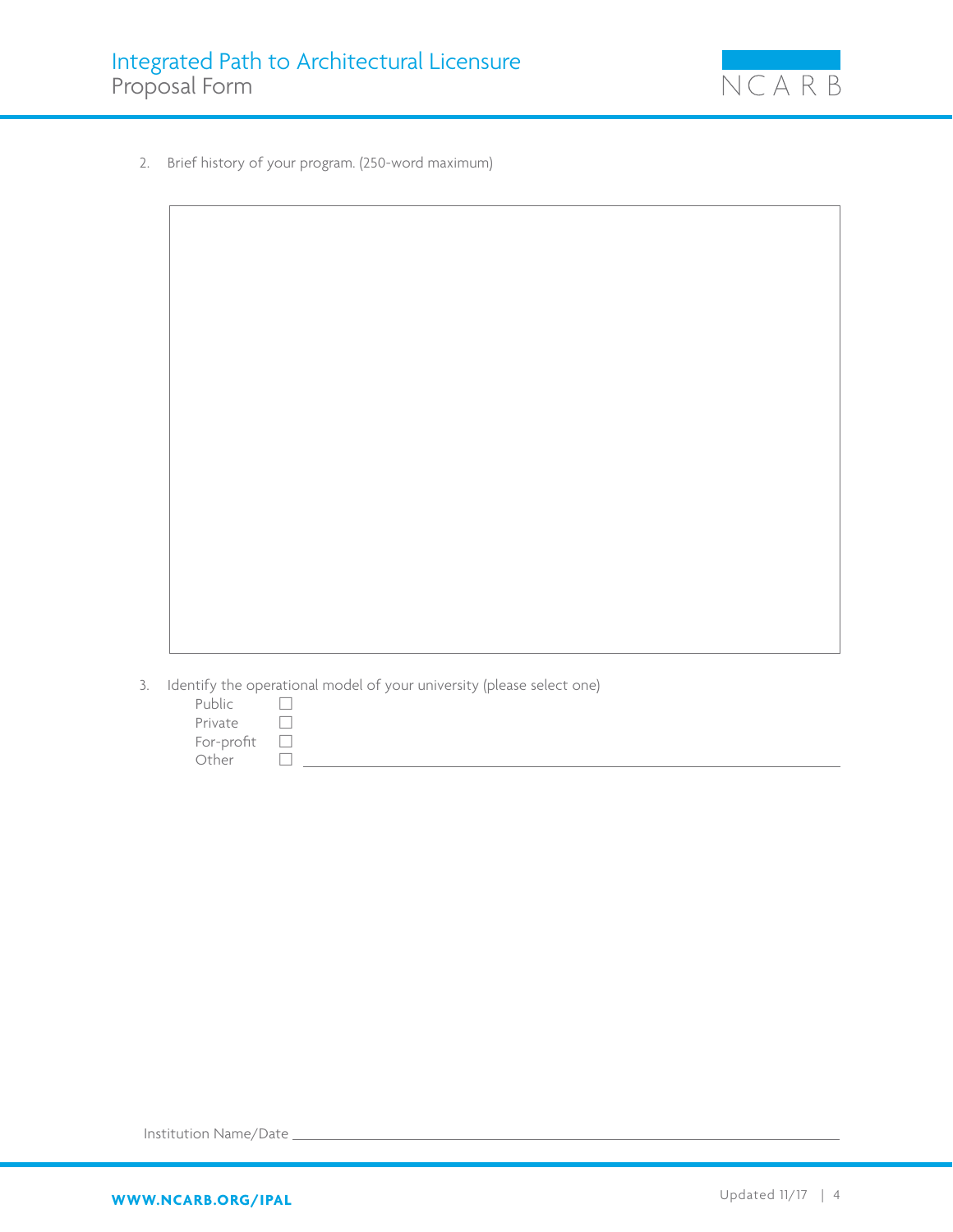2. Brief history of your program. (250-word maximum)

3. Identify the operational model of your university (please select one)

   - Public ☐
   - Private ☐
   - For-profit ☐
   - Other ☐ ______________________________

Institution Name/Date ______________________________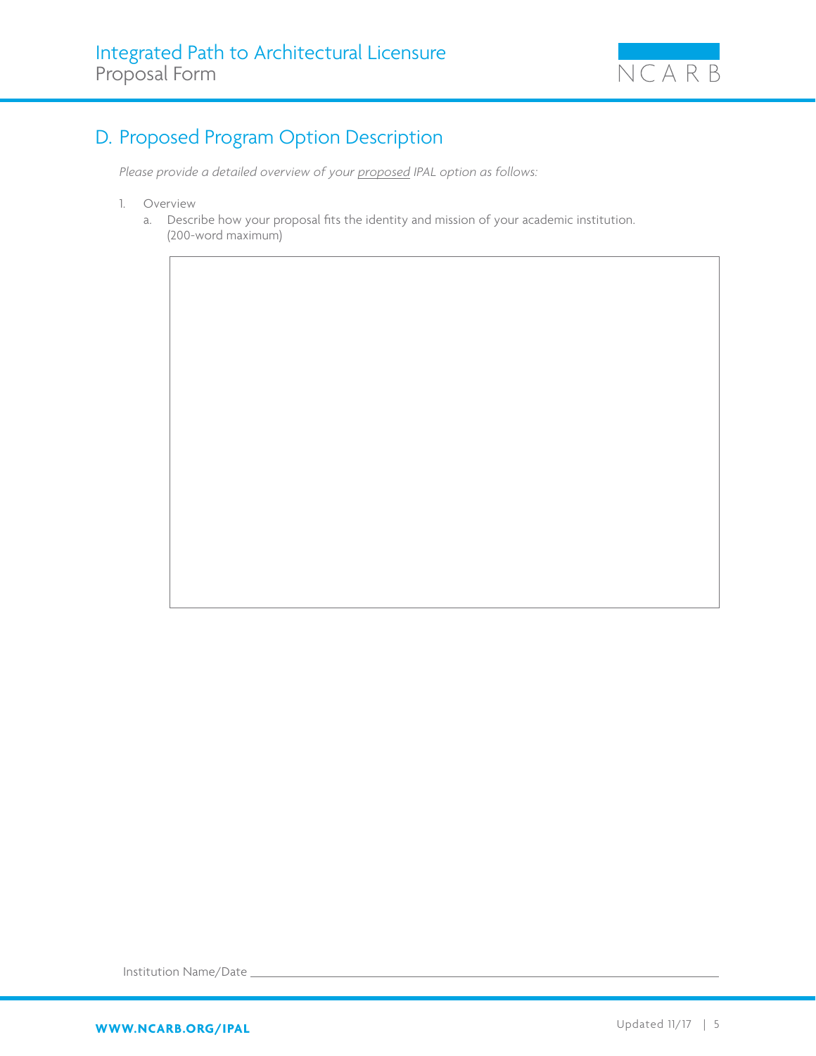## D. Proposed Program Option Description

*Please provide a detailed overview of your proposed IPAL option as follows:*

1. Overview
   a. Describe how your proposal fits the identity and mission of your academic institution. (200-word maximum)

Institution Name/Date ______________________________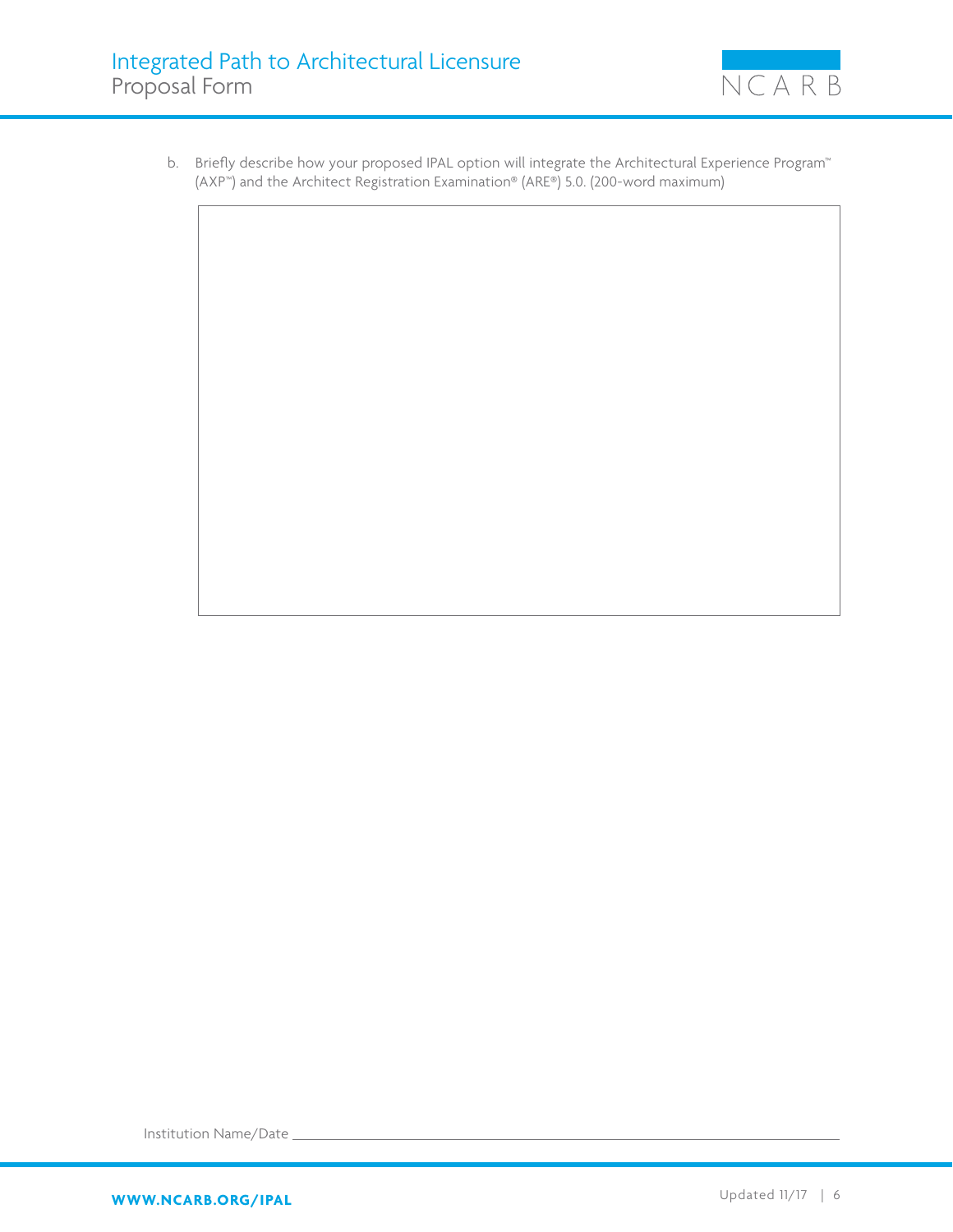b. Briefly describe how your proposed IPAL option will integrate the Architectural Experience Program™ (AXP™) and the Architect Registration Examination® (ARE®) 5.0. (200-word maximum)

Institution Name/Date \_\_\_\_\_\_\_\_\_\_\_\_\_\_\_\_\_\_\_\_\_\_\_\_\_\_\_\_\_\_\_\_\_\_\_\_\_\_\_\_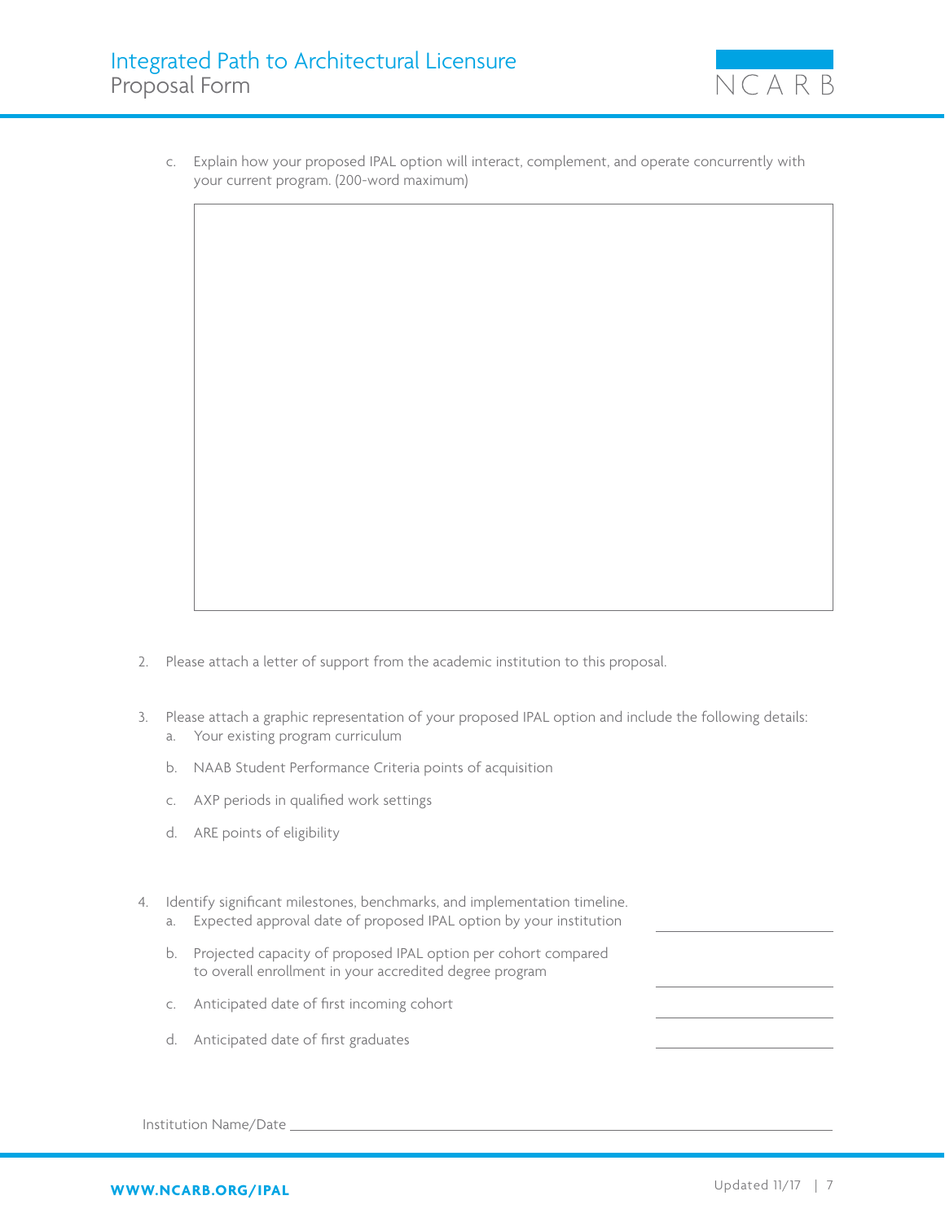c. Explain how your proposed IPAL option will interact, complement, and operate concurrently with your current program. (200-word maximum)

2. Please attach a letter of support from the academic institution to this proposal.

3. Please attach a graphic representation of your proposed IPAL option and include the following details:
   a. Your existing program curriculum
   b. NAAB Student Performance Criteria points of acquisition
   c. AXP periods in qualified work settings
   d. ARE points of eligibility

4. Identify significant milestones, benchmarks, and implementation timeline.
   a. Expected approval date of proposed IPAL option by your institution \_\_\_\_\_\_\_\_\_\_\_\_
   b. Projected capacity of proposed IPAL option per cohort compared to overall enrollment in your accredited degree program \_\_\_\_\_\_\_\_\_\_\_\_
   c. Anticipated date of first incoming cohort \_\_\_\_\_\_\_\_\_\_\_\_
   d. Anticipated date of first graduates \_\_\_\_\_\_\_\_\_\_\_\_

Institution Name/Date \_\_\_\_\_\_\_\_\_\_\_\_\_\_\_\_\_\_\_\_\_\_\_\_\_\_\_\_\_\_\_\_\_\_\_\_\_\_\_\_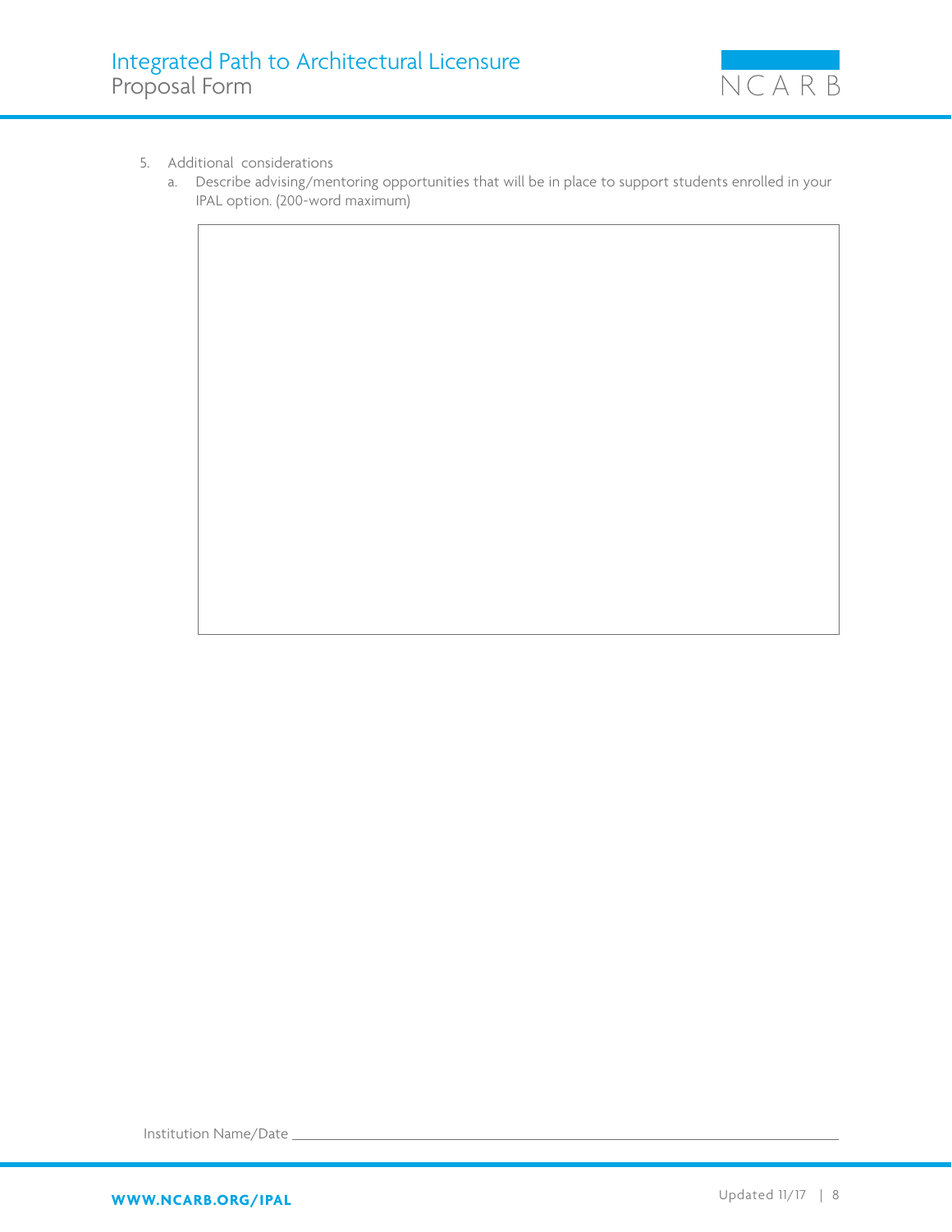5. Additional considerations
   a. Describe advising/mentoring opportunities that will be in place to support students enrolled in your IPAL option. (200-word maximum)

Institution Name/Date ___________________________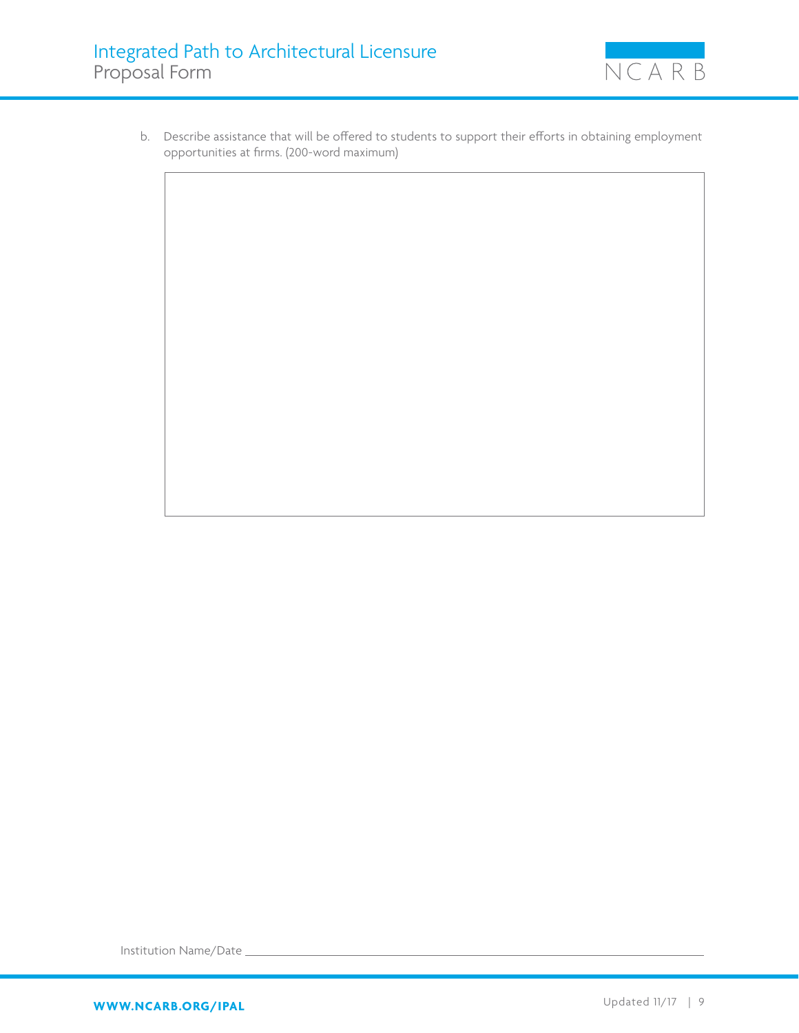b. Describe assistance that will be offered to students to support their efforts in obtaining employment opportunities at firms. (200-word maximum)

| |
|---|
| |

Institution Name/Date ______________________________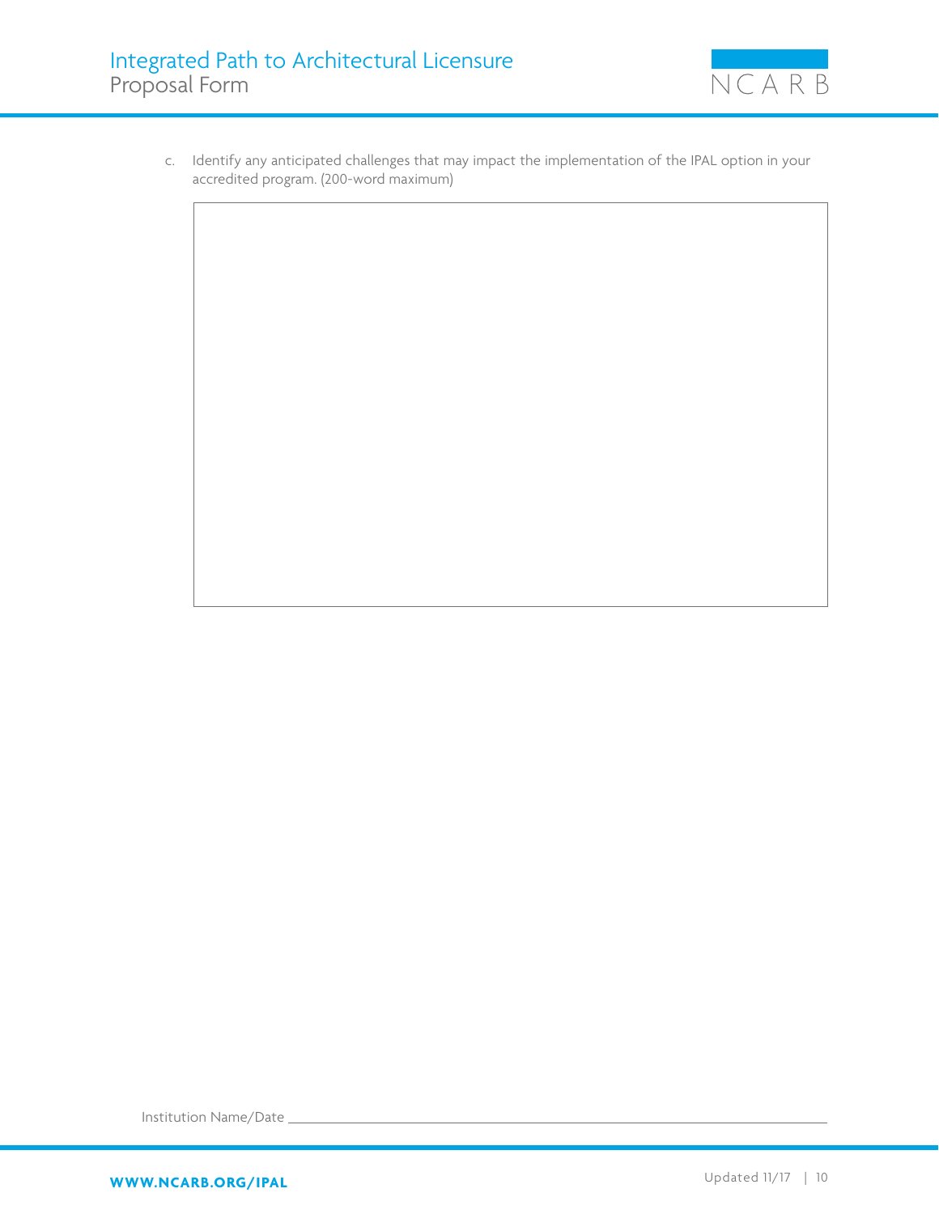c. Identify any anticipated challenges that may impact the implementation of the IPAL option in your accredited program. (200-word maximum)

Institution Name/Date ______________________________________________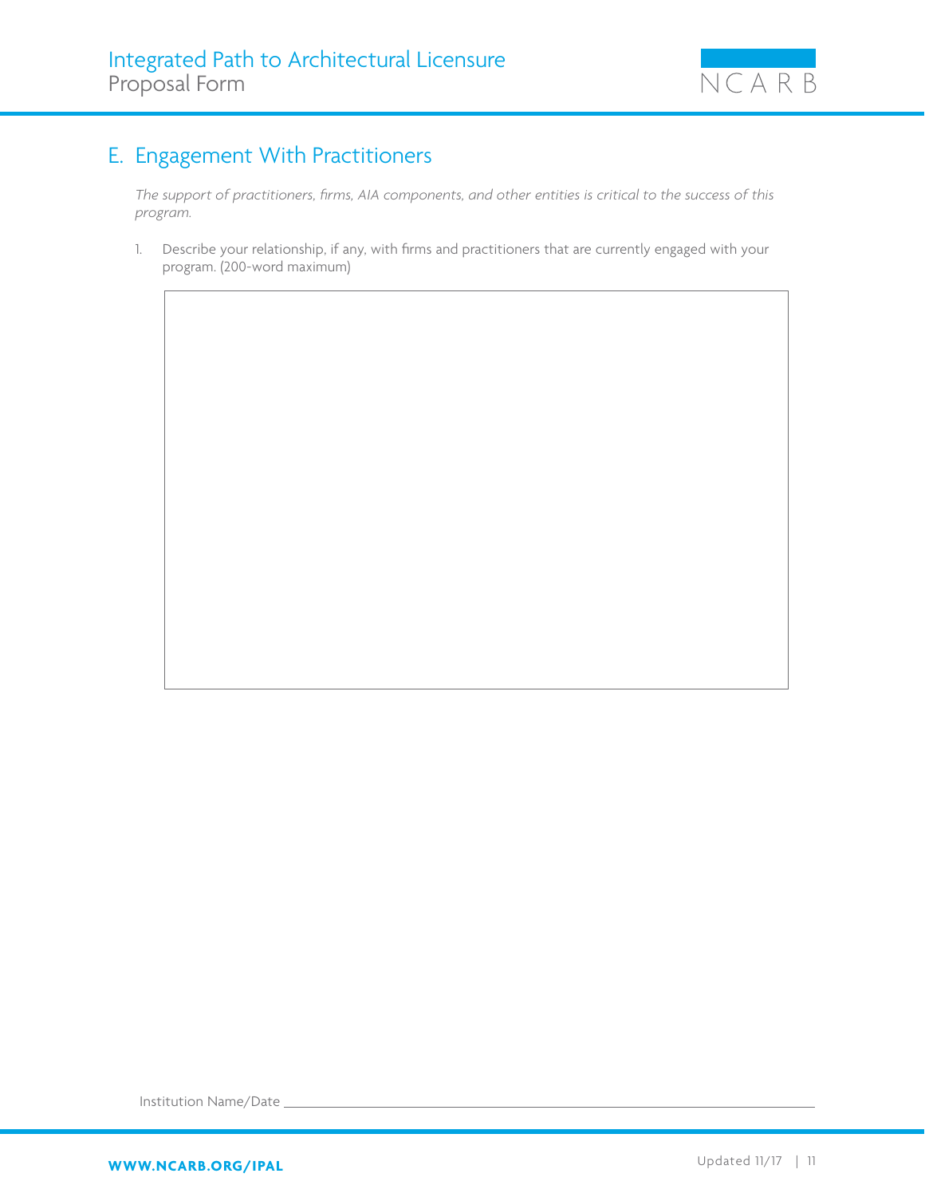## E. Engagement With Practitioners

*The support of practitioners, firms, AIA components, and other entities is critical to the success of this program.*

1. Describe your relationship, if any, with firms and practitioners that are currently engaged with your program. (200-word maximum)

Institution Name/Date ______________________________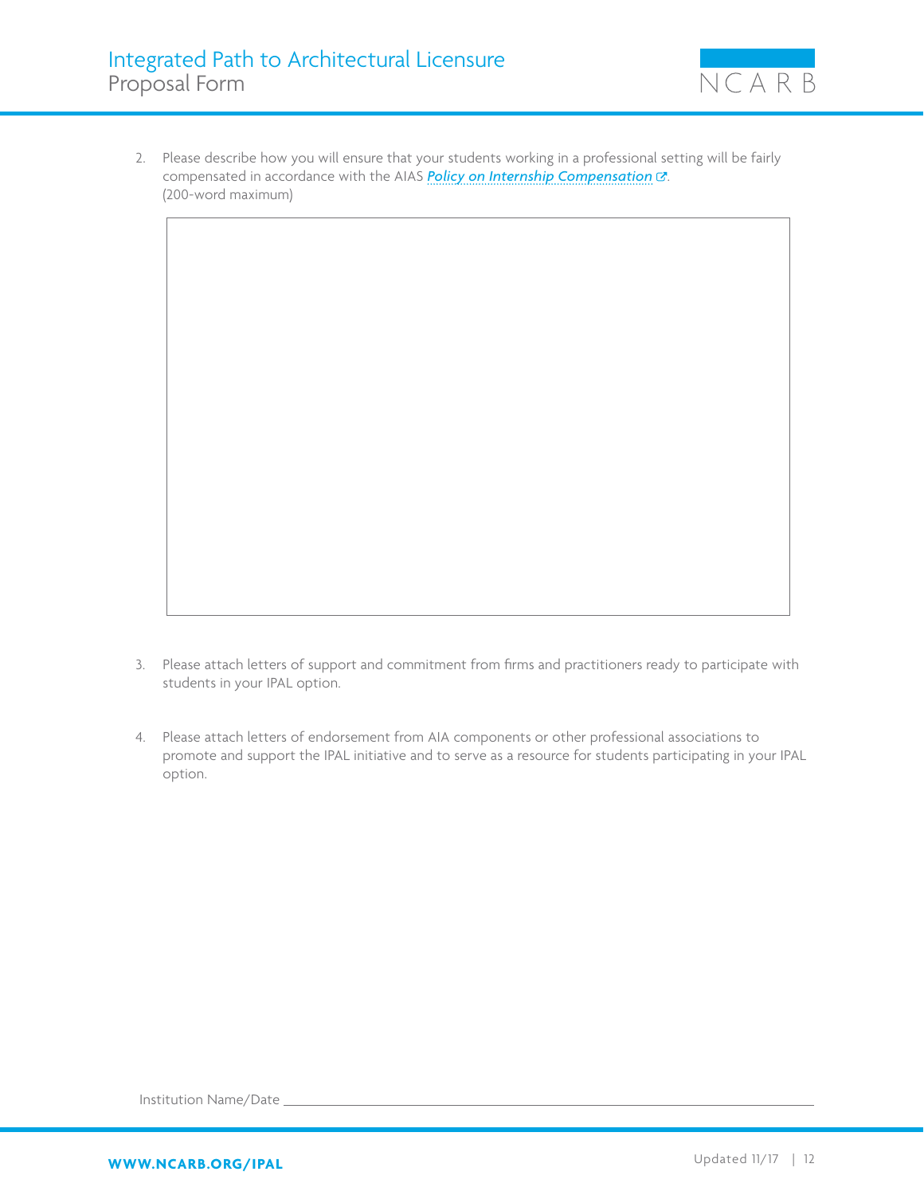2. Please describe how you will ensure that your students working in a professional setting will be fairly compensated in accordance with the AIAS *Policy on Internship Compensation*. (200-word maximum)

3. Please attach letters of support and commitment from firms and practitioners ready to participate with students in your IPAL option.

4. Please attach letters of endorsement from AIA components or other professional associations to promote and support the IPAL initiative and to serve as a resource for students participating in your IPAL option.

Institution Name/Date \_\_\_\_\_\_\_\_\_\_\_\_\_\_\_\_\_\_\_\_\_\_\_\_\_\_\_\_\_\_\_\_\_\_\_\_\_\_\_\_\_\_\_\_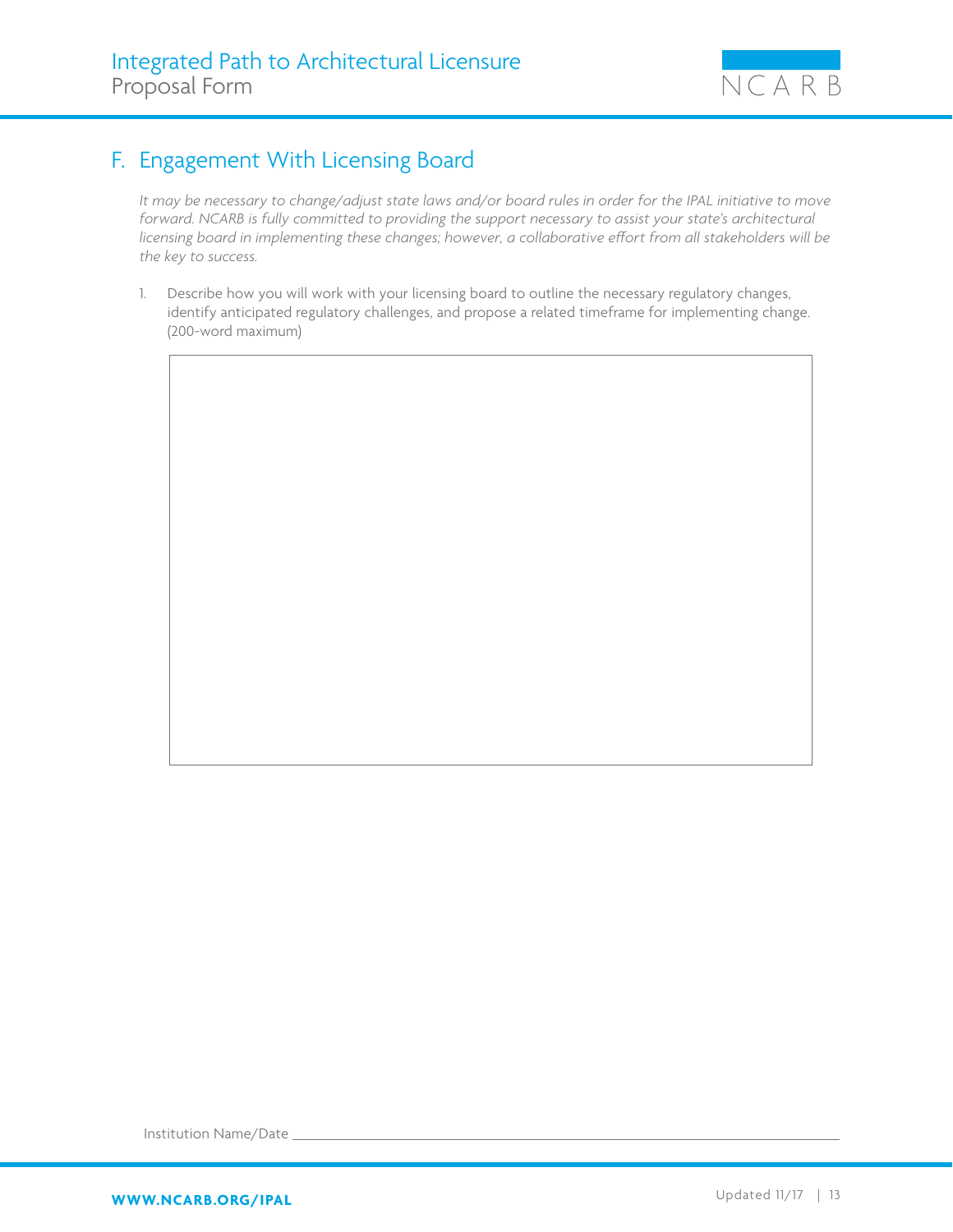## F. Engagement With Licensing Board

*It may be necessary to change/adjust state laws and/or board rules in order for the IPAL initiative to move forward. NCARB is fully committed to providing the support necessary to assist your state's architectural licensing board in implementing these changes; however, a collaborative effort from all stakeholders will be the key to success.*

1. Describe how you will work with your licensing board to outline the necessary regulatory changes, identify anticipated regulatory challenges, and propose a related timeframe for implementing change. (200-word maximum)

Institution Name/Date \_\_\_\_\_\_\_\_\_\_\_\_\_\_\_\_\_\_\_\_\_\_\_\_\_\_\_\_\_\_\_\_\_\_\_\_\_\_\_\_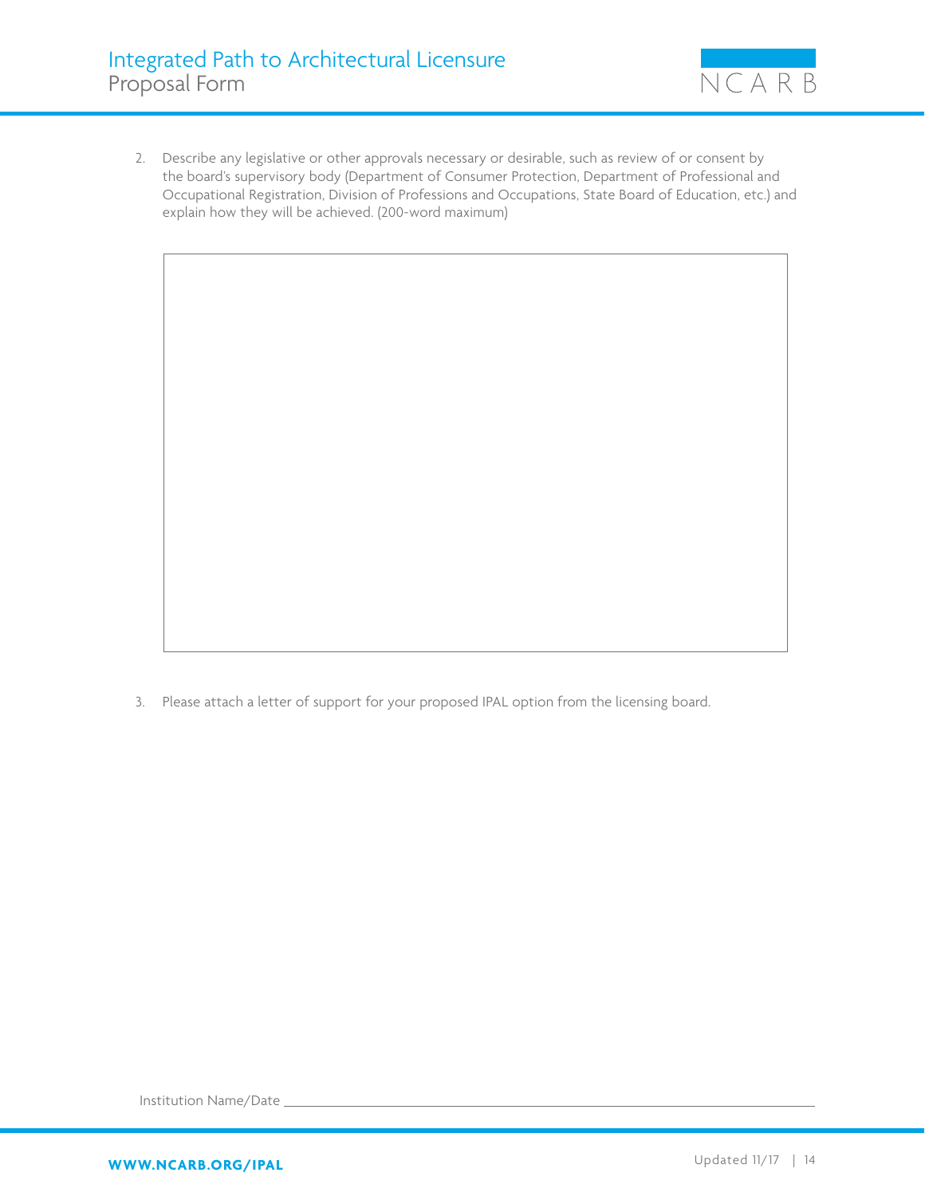2. Describe any legislative or other approvals necessary or desirable, such as review of or consent by the board's supervisory body (Department of Consumer Protection, Department of Professional and Occupational Registration, Division of Professions and Occupations, State Board of Education, etc.) and explain how they will be achieved. (200-word maximum)

3. Please attach a letter of support for your proposed IPAL option from the licensing board.

Institution Name/Date ______________________________